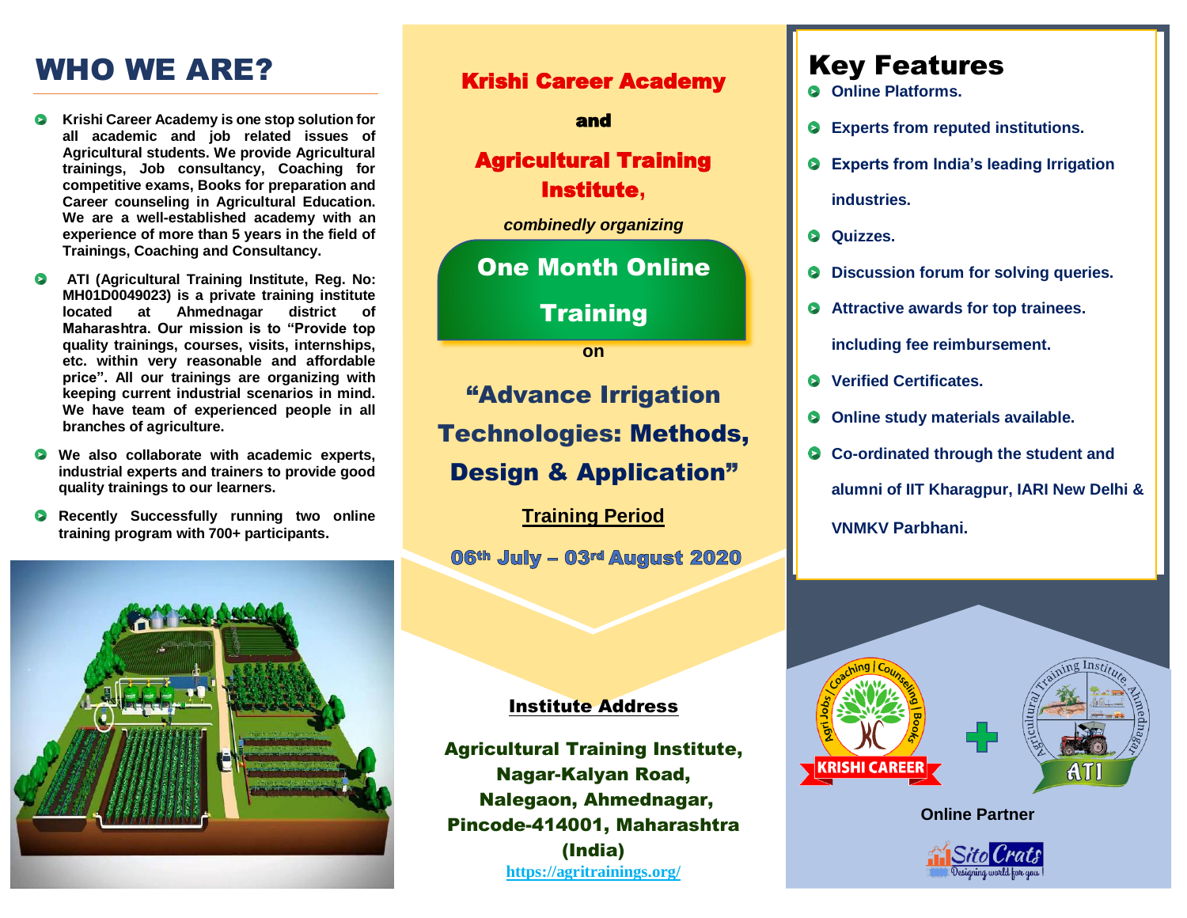# WHO WE ARE?

- **Krishi Career Academy is one stop solution for all academic and job related issues of Agricultural students. We provide Agricultural trainings, Job consultancy, Coaching for competitive exams, Books for preparation and Career counseling in Agricultural Education. We are a well-established academy with an experience of more than 5 years in the field of Trainings, Coaching and Consultancy.**
- **ATI (Agricultural Training Institute, Reg. No: MH01D0049023) is a private training institute located at Ahmednagar district of Maharashtra. Our mission is to "Provide top quality trainings, courses, visits, internships, etc. within very reasonable and affordable price". All our trainings are organizing with keeping current industrial scenarios in mind. We have team of experienced people in all branches of agriculture.**
- **We also collaborate with academic experts, industrial experts and trainers to provide good quality trainings to our learners.**
- **Recently Successfully running two online training program with 700+ participants.**

## Krishi Career Academy

**and**

## Agricultural Training Institute,

***combinedly organizing***

## One Month Online Training

**on**

## "Advance Irrigation Technologies: Methods, Design & Application"

**Training Period**

**06th July – 03rd August 2020**

**Institute Address**

**Agricultural Training Institute, Nagar-Kalyan Road, Nalegaon, Ahmednagar, Pincode-414001, Maharashtra (India)**

https://agritrainings.org/

# Key Features

- **Online Platforms.**
- **Experts from reputed institutions.**
- **Experts from India's leading Irrigation industries.**
- **Quizzes.**
- **Discussion forum for solving queries.**
- **Attractive awards for top trainees. including fee reimbursement.**
- **Verified Certificates.**
- **Online study materials available.**
- **Co-ordinated through the student and alumni of IIT Kharagpur, IARI New Delhi & VNMKV Parbhani.**

KRISHI CAREER + ATI

**Online Partner**

SitoCrats — Designing world for you!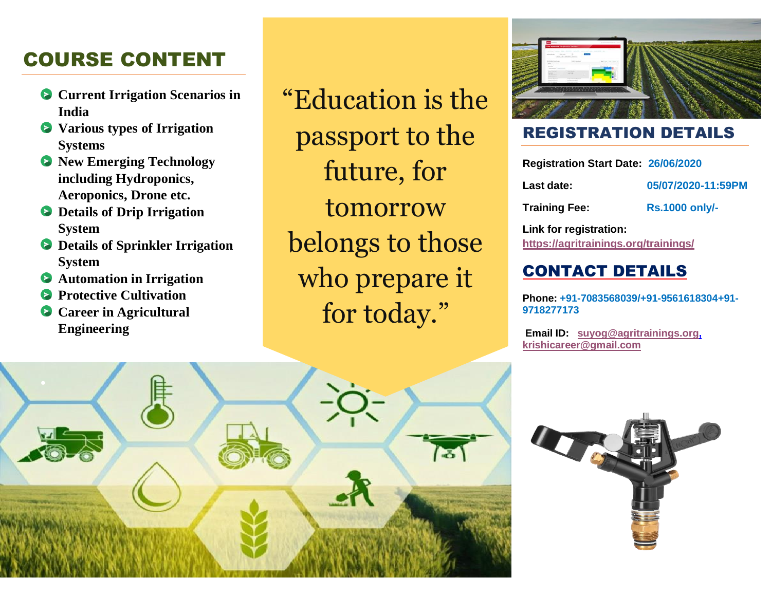## COURSE CONTENT

- Current Irrigation Scenarios in India
- Various types of Irrigation Systems
- New Emerging Technology including Hydroponics, Aeroponics, Drone etc.
- Details of Drip Irrigation System
- Details of Sprinkler Irrigation System
- Automation in Irrigation
- Protective Cultivation
- Career in Agricultural Engineering

"Education is the passport to the future, for tomorrow belongs to those who prepare it for today."

## REGISTRATION DETAILS

**Registration Start Date:** 26/06/2020

**Last date:** 05/07/2020-11:59PM

**Training Fee:** Rs.1000 only/-

**Link for registration:**
https://agritrainings.org/trainings/

## CONTACT DETAILS

**Phone:** +91-7083568039/+91-9561618304+91-9718277173

**Email ID:** suyog@agritrainings.org, krishicareer@gmail.com